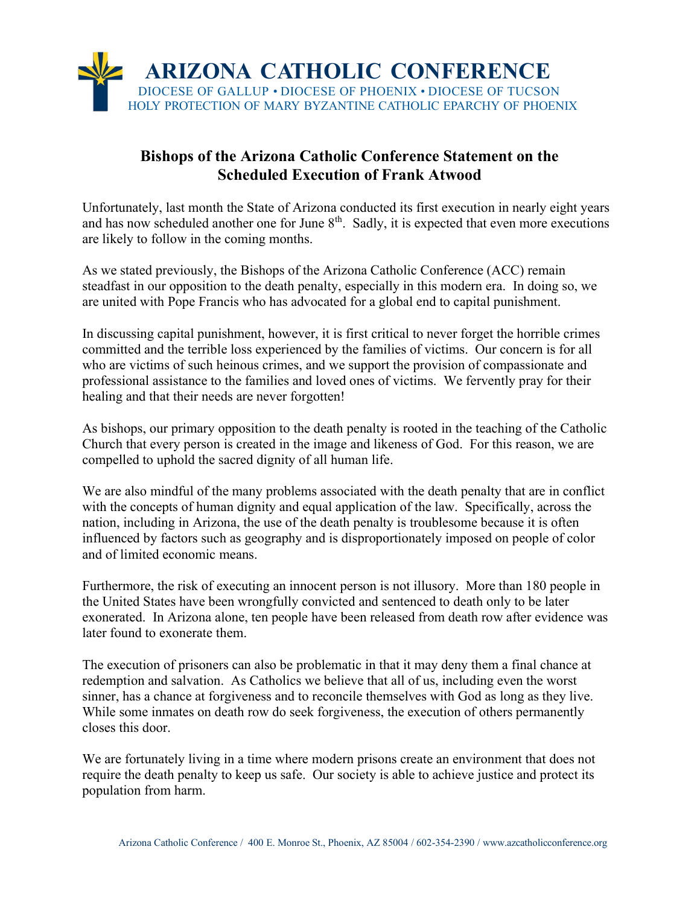# ARIZONA CATHOLIC CONFERENCE

DIOCESE OF GALLUP • DIOCESE OF PHOENIX • DIOCESE OF TUCSON
HOLY PROTECTION OF MARY BYZANTINE CATHOLIC EPARCHY OF PHOENIX

## Bishops of the Arizona Catholic Conference Statement on the Scheduled Execution of Frank Atwood

Unfortunately, last month the State of Arizona conducted its first execution in nearly eight years and has now scheduled another one for June 8th. Sadly, it is expected that even more executions are likely to follow in the coming months.

As we stated previously, the Bishops of the Arizona Catholic Conference (ACC) remain steadfast in our opposition to the death penalty, especially in this modern era. In doing so, we are united with Pope Francis who has advocated for a global end to capital punishment.

In discussing capital punishment, however, it is first critical to never forget the horrible crimes committed and the terrible loss experienced by the families of victims. Our concern is for all who are victims of such heinous crimes, and we support the provision of compassionate and professional assistance to the families and loved ones of victims. We fervently pray for their healing and that their needs are never forgotten!

As bishops, our primary opposition to the death penalty is rooted in the teaching of the Catholic Church that every person is created in the image and likeness of God. For this reason, we are compelled to uphold the sacred dignity of all human life.

We are also mindful of the many problems associated with the death penalty that are in conflict with the concepts of human dignity and equal application of the law. Specifically, across the nation, including in Arizona, the use of the death penalty is troublesome because it is often influenced by factors such as geography and is disproportionately imposed on people of color and of limited economic means.

Furthermore, the risk of executing an innocent person is not illusory. More than 180 people in the United States have been wrongfully convicted and sentenced to death only to be later exonerated. In Arizona alone, ten people have been released from death row after evidence was later found to exonerate them.

The execution of prisoners can also be problematic in that it may deny them a final chance at redemption and salvation. As Catholics we believe that all of us, including even the worst sinner, has a chance at forgiveness and to reconcile themselves with God as long as they live. While some inmates on death row do seek forgiveness, the execution of others permanently closes this door.

We are fortunately living in a time where modern prisons create an environment that does not require the death penalty to keep us safe. Our society is able to achieve justice and protect its population from harm.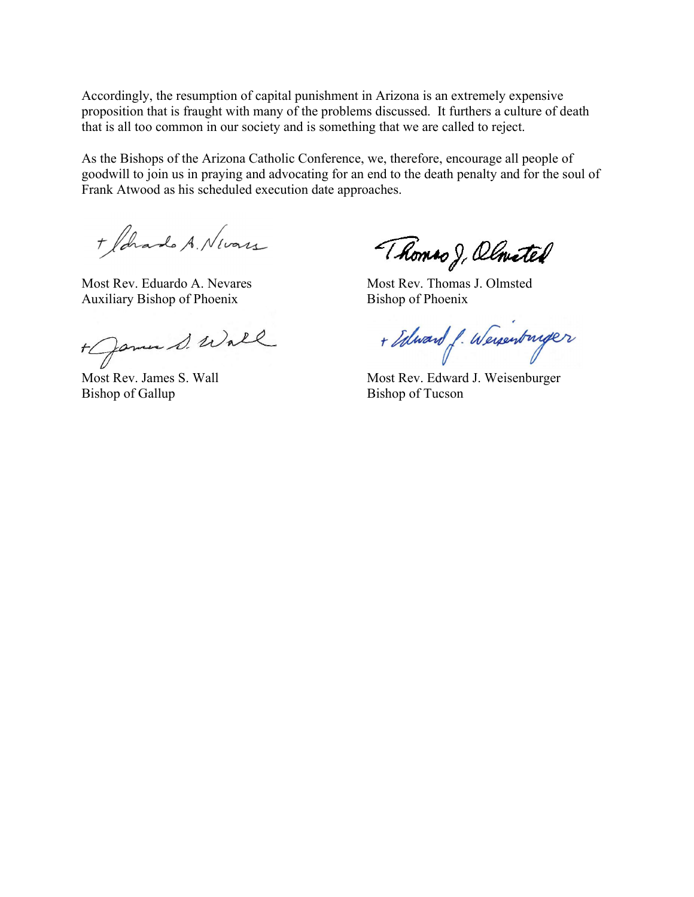Accordingly, the resumption of capital punishment in Arizona is an extremely expensive proposition that is fraught with many of the problems discussed. It furthers a culture of death that is all too common in our society and is something that we are called to reject.

As the Bishops of the Arizona Catholic Conference, we, therefore, encourage all people of goodwill to join us in praying and advocating for an end to the death penalty and for the soul of Frank Atwood as his scheduled execution date approaches.

+ Eduardo A. Nevares

Most Rev. Eduardo A. Nevares
Auxiliary Bishop of Phoenix

Thomas J. Olmsted

Most Rev. Thomas J. Olmsted
Bishop of Phoenix

+ James S. Wall

Most Rev. James S. Wall
Bishop of Gallup

+ Edward J. Weisenburger

Most Rev. Edward J. Weisenburger
Bishop of Tucson